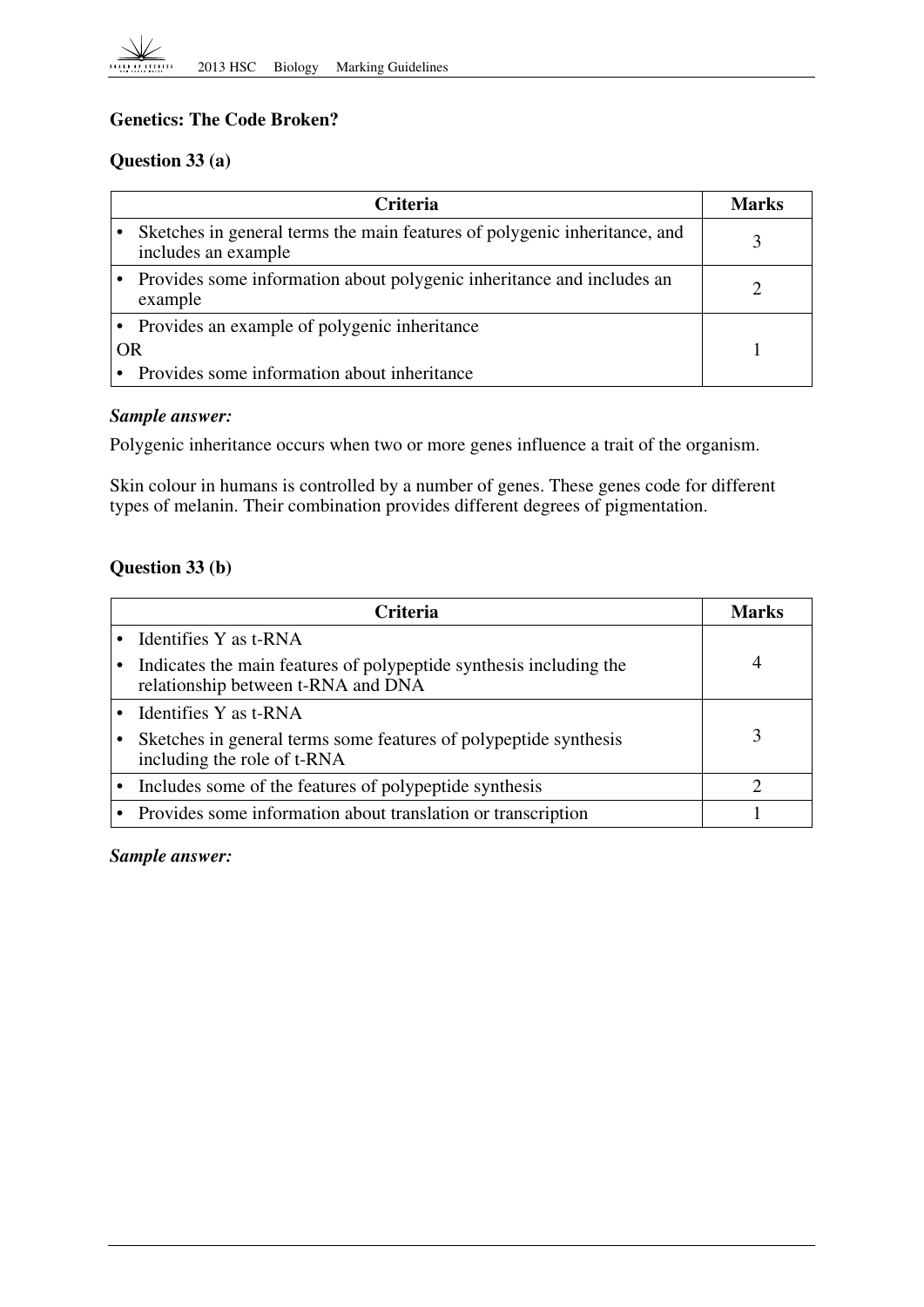## Genetics: The Code Broken?

### Question 33 (a)

| Criteria | Marks |
|---|---|
| • Sketches in general terms the main features of polygenic inheritance, and includes an example | 3 |
| • Provides some information about polygenic inheritance and includes an example | 2 |
| • Provides an example of polygenic inheritance<br>OR<br>• Provides some information about inheritance | 1 |

***Sample answer:***

Polygenic inheritance occurs when two or more genes influence a trait of the organism.

Skin colour in humans is controlled by a number of genes. These genes code for different types of melanin. Their combination provides different degrees of pigmentation.

### Question 33 (b)

| Criteria | Marks |
|---|---|
| • Identifies Y as t-RNA<br>• Indicates the main features of polypeptide synthesis including the relationship between t-RNA and DNA | 4 |
| • Identifies Y as t-RNA<br>• Sketches in general terms some features of polypeptide synthesis including the role of t-RNA | 3 |
| • Includes some of the features of polypeptide synthesis | 2 |
| • Provides some information about translation or transcription | 1 |

***Sample answer:***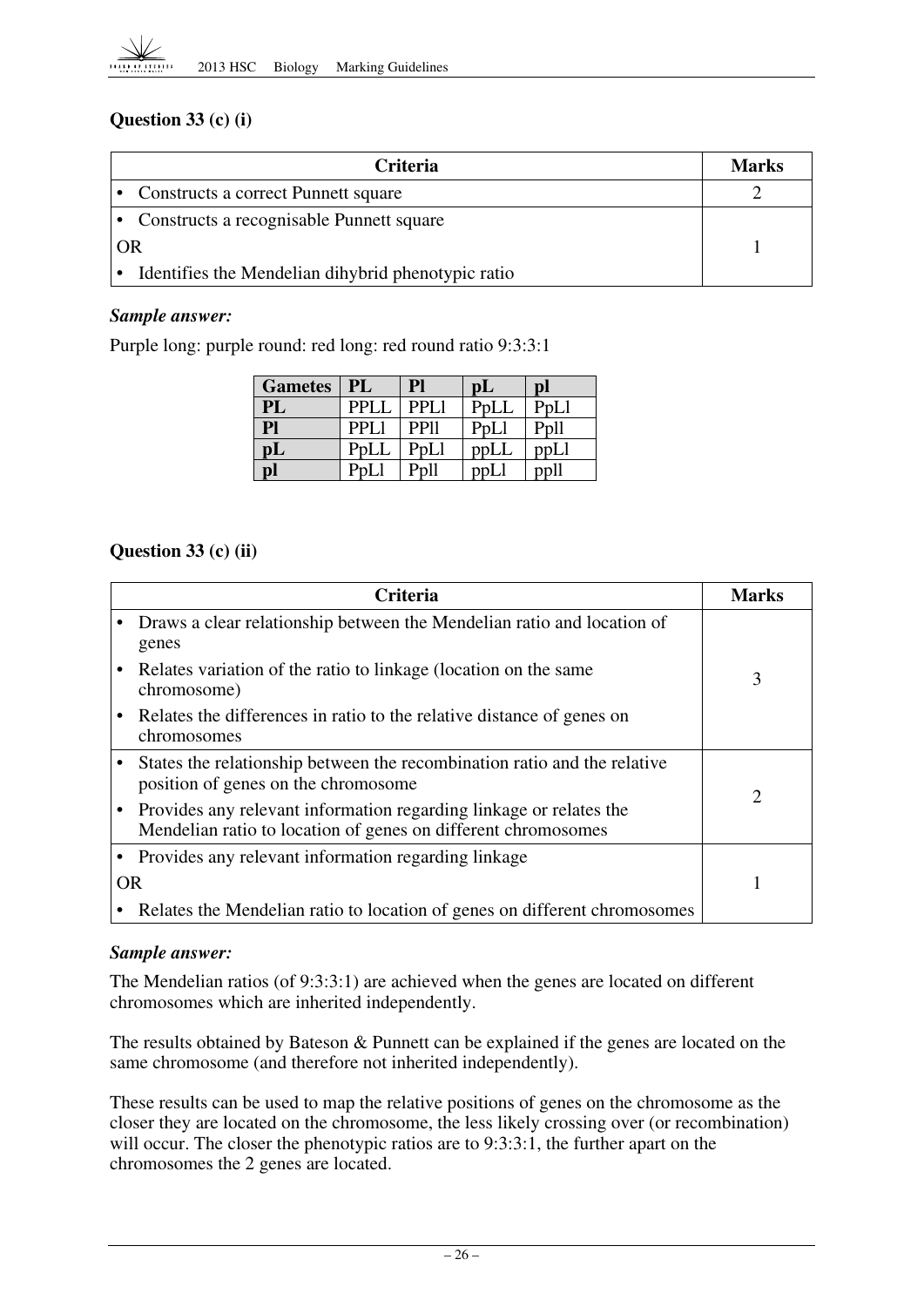### Question 33 (c) (i)

| Criteria | Marks |
|---|---|
| • Constructs a correct Punnett square | 2 |
| • Constructs a recognisable Punnett square<br>OR<br>• Identifies the Mendelian dihybrid phenotypic ratio | 1 |

***Sample answer:***

Purple long: purple round: red long: red round ratio 9:3:3:1

| Gametes | PL | Pl | pL | pl |
|---|---|---|---|---|
| **PL** | PPLL | PPLl | PpLL | PpLl |
| **Pl** | PPLl | PPll | PpLl | Ppll |
| **pL** | PpLL | PpLl | ppLL | ppLl |
| **pl** | PpLl | Ppll | ppLl | ppll |

### Question 33 (c) (ii)

| Criteria | Marks |
|---|---|
| • Draws a clear relationship between the Mendelian ratio and location of genes<br>• Relates variation of the ratio to linkage (location on the same chromosome)<br>• Relates the differences in ratio to the relative distance of genes on chromosomes | 3 |
| • States the relationship between the recombination ratio and the relative position of genes on the chromosome<br>• Provides any relevant information regarding linkage or relates the Mendelian ratio to location of genes on different chromosomes | 2 |
| • Provides any relevant information regarding linkage<br>OR<br>• Relates the Mendelian ratio to location of genes on different chromosomes | 1 |

***Sample answer:***

The Mendelian ratios (of 9:3:3:1) are achieved when the genes are located on different chromosomes which are inherited independently.

The results obtained by Bateson & Punnett can be explained if the genes are located on the same chromosome (and therefore not inherited independently).

These results can be used to map the relative positions of genes on the chromosome as the closer they are located on the chromosome, the less likely crossing over (or recombination) will occur. The closer the phenotypic ratios are to 9:3:3:1, the further apart on the chromosomes the 2 genes are located.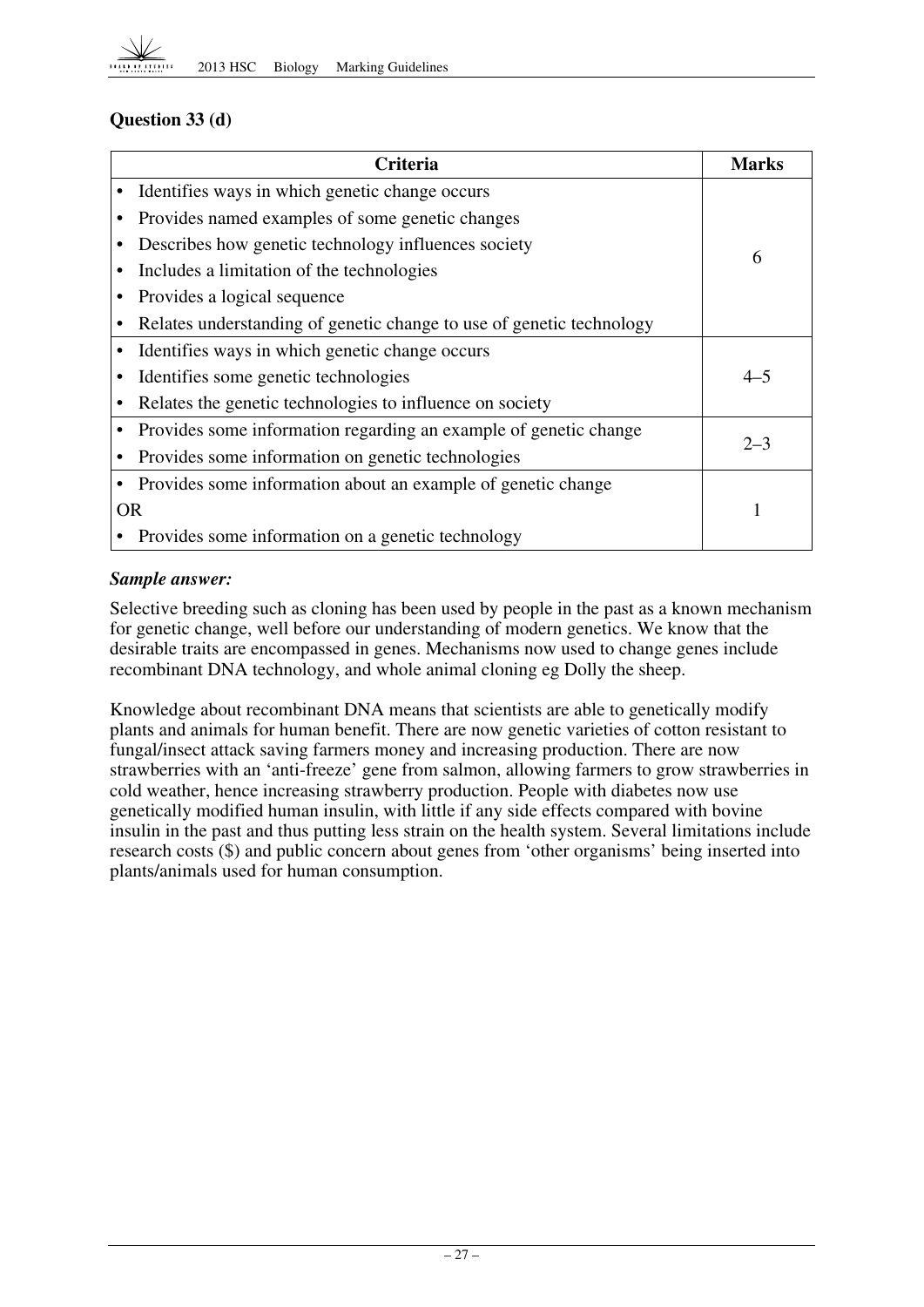## Question 33 (d)

| Criteria | Marks |
|---|---|
| • Identifies ways in which genetic change occurs<br>• Provides named examples of some genetic changes<br>• Describes how genetic technology influences society<br>• Includes a limitation of the technologies<br>• Provides a logical sequence<br>• Relates understanding of genetic change to use of genetic technology | 6 |
| • Identifies ways in which genetic change occurs<br>• Identifies some genetic technologies<br>• Relates the genetic technologies to influence on society | 4–5 |
| • Provides some information regarding an example of genetic change<br>• Provides some information on genetic technologies | 2–3 |
| • Provides some information about an example of genetic change<br>OR<br>• Provides some information on a genetic technology | 1 |

***Sample answer:***

Selective breeding such as cloning has been used by people in the past as a known mechanism for genetic change, well before our understanding of modern genetics. We know that the desirable traits are encompassed in genes. Mechanisms now used to change genes include recombinant DNA technology, and whole animal cloning eg Dolly the sheep.

Knowledge about recombinant DNA means that scientists are able to genetically modify plants and animals for human benefit. There are now genetic varieties of cotton resistant to fungal/insect attack saving farmers money and increasing production. There are now strawberries with an 'anti-freeze' gene from salmon, allowing farmers to grow strawberries in cold weather, hence increasing strawberry production. People with diabetes now use genetically modified human insulin, with little if any side effects compared with bovine insulin in the past and thus putting less strain on the health system. Several limitations include research costs ($) and public concern about genes from 'other organisms' being inserted into plants/animals used for human consumption.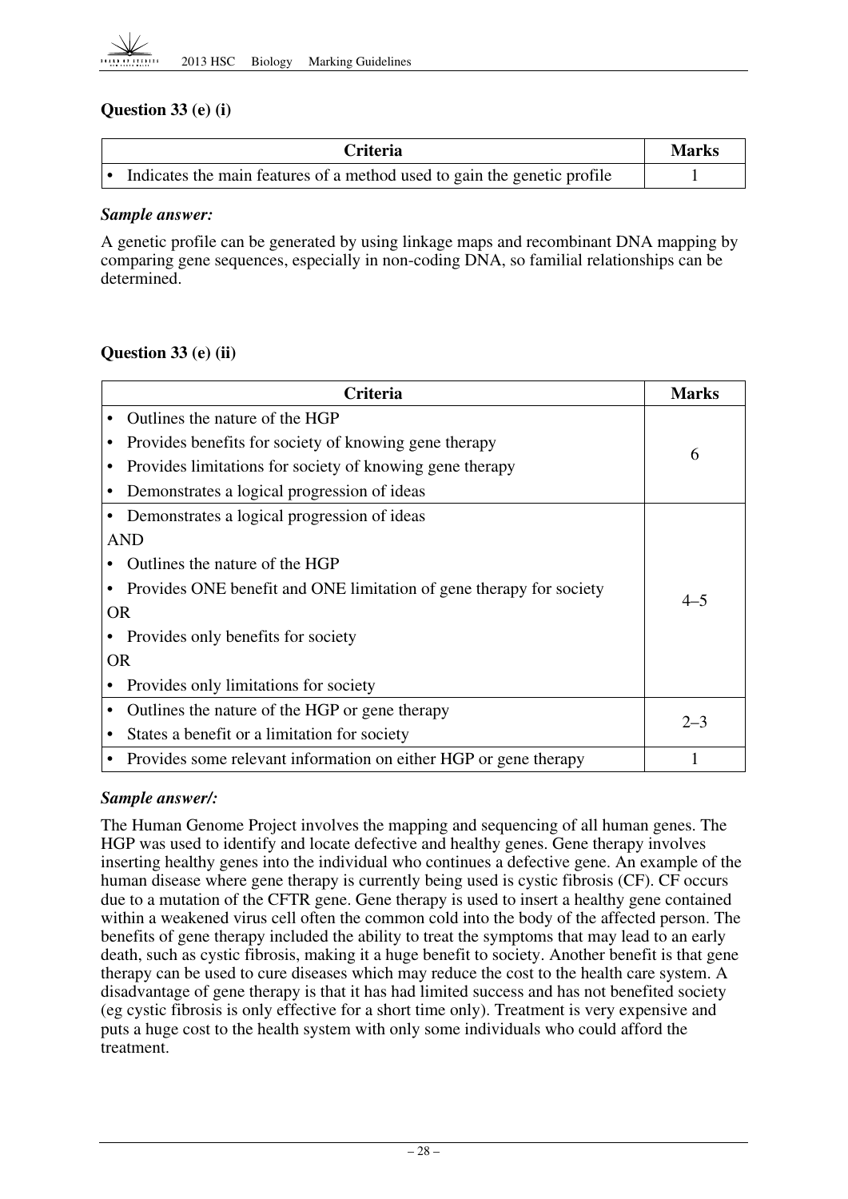### Question 33 (e) (i)

| Criteria | Marks |
|---|---|
| • Indicates the main features of a method used to gain the genetic profile | 1 |

***Sample answer:***

A genetic profile can be generated by using linkage maps and recombinant DNA mapping by comparing gene sequences, especially in non-coding DNA, so familial relationships can be determined.

### Question 33 (e) (ii)

| Criteria | Marks |
|---|---|
| • Outlines the nature of the HGP<br>• Provides benefits for society of knowing gene therapy<br>• Provides limitations for society of knowing gene therapy<br>• Demonstrates a logical progression of ideas | 6 |
| • Demonstrates a logical progression of ideas<br>AND<br>• Outlines the nature of the HGP<br>• Provides ONE benefit and ONE limitation of gene therapy for society<br>OR<br>• Provides only benefits for society<br>OR<br>• Provides only limitations for society | 4–5 |
| • Outlines the nature of the HGP or gene therapy<br>• States a benefit or a limitation for society | 2–3 |
| • Provides some relevant information on either HGP or gene therapy | 1 |

***Sample answer/:***

The Human Genome Project involves the mapping and sequencing of all human genes. The HGP was used to identify and locate defective and healthy genes. Gene therapy involves inserting healthy genes into the individual who continues a defective gene. An example of the human disease where gene therapy is currently being used is cystic fibrosis (CF). CF occurs due to a mutation of the CFTR gene. Gene therapy is used to insert a healthy gene contained within a weakened virus cell often the common cold into the body of the affected person. The benefits of gene therapy included the ability to treat the symptoms that may lead to an early death, such as cystic fibrosis, making it a huge benefit to society. Another benefit is that gene therapy can be used to cure diseases which may reduce the cost to the health care system. A disadvantage of gene therapy is that it has had limited success and has not benefited society (eg cystic fibrosis is only effective for a short time only). Treatment is very expensive and puts a huge cost to the health system with only some individuals who could afford the treatment.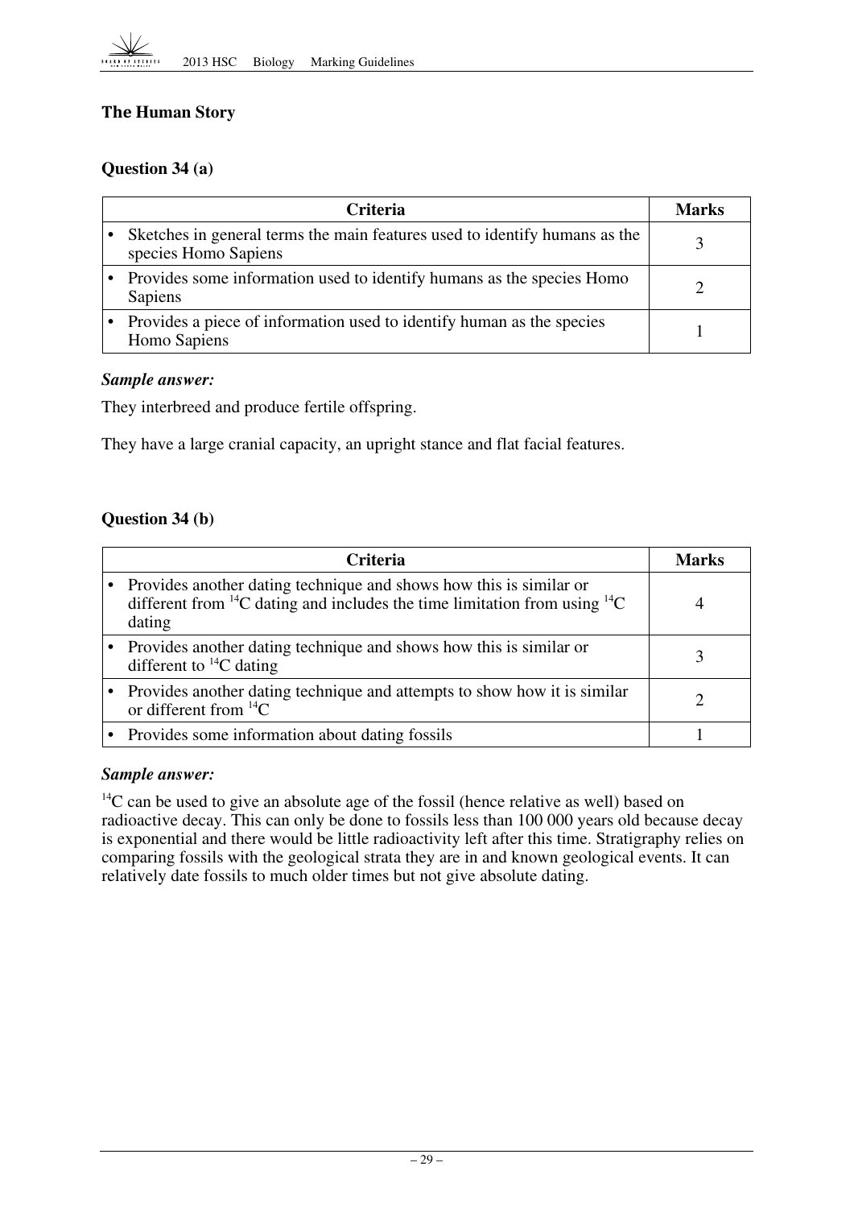## The Human Story

### Question 34 (a)

| Criteria | Marks |
|---|---|
| • Sketches in general terms the main features used to identify humans as the species Homo Sapiens | 3 |
| • Provides some information used to identify humans as the species Homo Sapiens | 2 |
| • Provides a piece of information used to identify human as the species Homo Sapiens | 1 |

***Sample answer:***

They interbreed and produce fertile offspring.

They have a large cranial capacity, an upright stance and flat facial features.

### Question 34 (b)

| Criteria | Marks |
|---|---|
| • Provides another dating technique and shows how this is similar or different from $^{14}C$ dating and includes the time limitation from using $^{14}C$ dating | 4 |
| • Provides another dating technique and shows how this is similar or different to $^{14}C$ dating | 3 |
| • Provides another dating technique and attempts to show how it is similar or different from $^{14}C$ | 2 |
| • Provides some information about dating fossils | 1 |

***Sample answer:***

$^{14}C$ can be used to give an absolute age of the fossil (hence relative as well) based on radioactive decay. This can only be done to fossils less than 100 000 years old because decay is exponential and there would be little radioactivity left after this time. Stratigraphy relies on comparing fossils with the geological strata they are in and known geological events. It can relatively date fossils to much older times but not give absolute dating.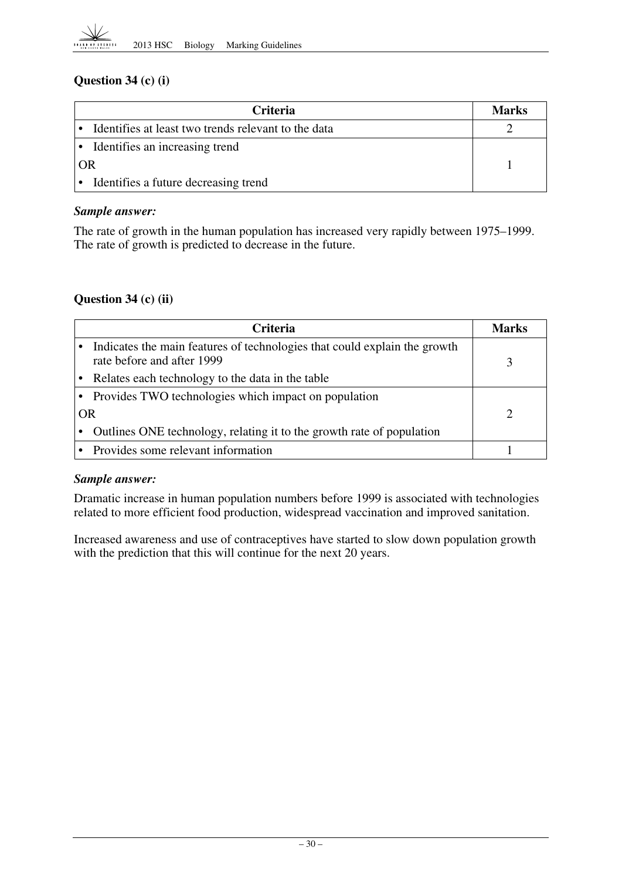## Question 34 (c) (i)

| Criteria | Marks |
|---|---|
| • Identifies at least two trends relevant to the data | 2 |
| • Identifies an increasing trend<br>OR<br>• Identifies a future decreasing trend | 1 |

***Sample answer:***

The rate of growth in the human population has increased very rapidly between 1975–1999. The rate of growth is predicted to decrease in the future.

## Question 34 (c) (ii)

| Criteria | Marks |
|---|---|
| • Indicates the main features of technologies that could explain the growth rate before and after 1999<br>• Relates each technology to the data in the table | 3 |
| • Provides TWO technologies which impact on population<br>OR<br>• Outlines ONE technology, relating it to the growth rate of population | 2 |
| • Provides some relevant information | 1 |

***Sample answer:***

Dramatic increase in human population numbers before 1999 is associated with technologies related to more efficient food production, widespread vaccination and improved sanitation.

Increased awareness and use of contraceptives have started to slow down population growth with the prediction that this will continue for the next 20 years.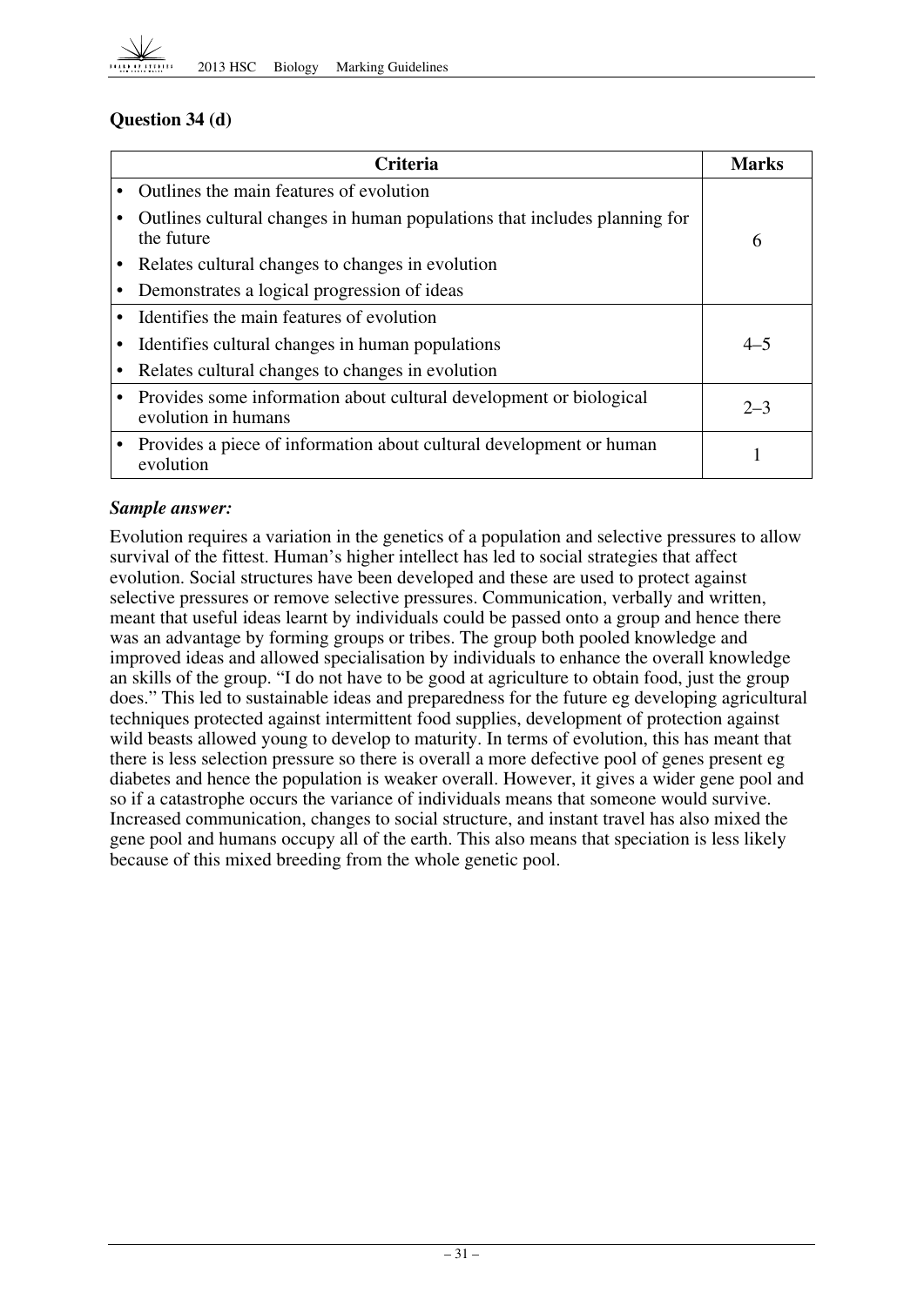### Question 34 (d)

| Criteria | Marks |
|---|---|
| • Outlines the main features of evolution<br>• Outlines cultural changes in human populations that includes planning for the future<br>• Relates cultural changes to changes in evolution<br>• Demonstrates a logical progression of ideas | 6 |
| • Identifies the main features of evolution<br>• Identifies cultural changes in human populations<br>• Relates cultural changes to changes in evolution | 4–5 |
| • Provides some information about cultural development or biological evolution in humans | 2–3 |
| • Provides a piece of information about cultural development or human evolution | 1 |

***Sample answer:***

Evolution requires a variation in the genetics of a population and selective pressures to allow survival of the fittest. Human's higher intellect has led to social strategies that affect evolution. Social structures have been developed and these are used to protect against selective pressures or remove selective pressures. Communication, verbally and written, meant that useful ideas learnt by individuals could be passed onto a group and hence there was an advantage by forming groups or tribes. The group both pooled knowledge and improved ideas and allowed specialisation by individuals to enhance the overall knowledge an skills of the group. "I do not have to be good at agriculture to obtain food, just the group does." This led to sustainable ideas and preparedness for the future eg developing agricultural techniques protected against intermittent food supplies, development of protection against wild beasts allowed young to develop to maturity. In terms of evolution, this has meant that there is less selection pressure so there is overall a more defective pool of genes present eg diabetes and hence the population is weaker overall. However, it gives a wider gene pool and so if a catastrophe occurs the variance of individuals means that someone would survive. Increased communication, changes to social structure, and instant travel has also mixed the gene pool and humans occupy all of the earth. This also means that speciation is less likely because of this mixed breeding from the whole genetic pool.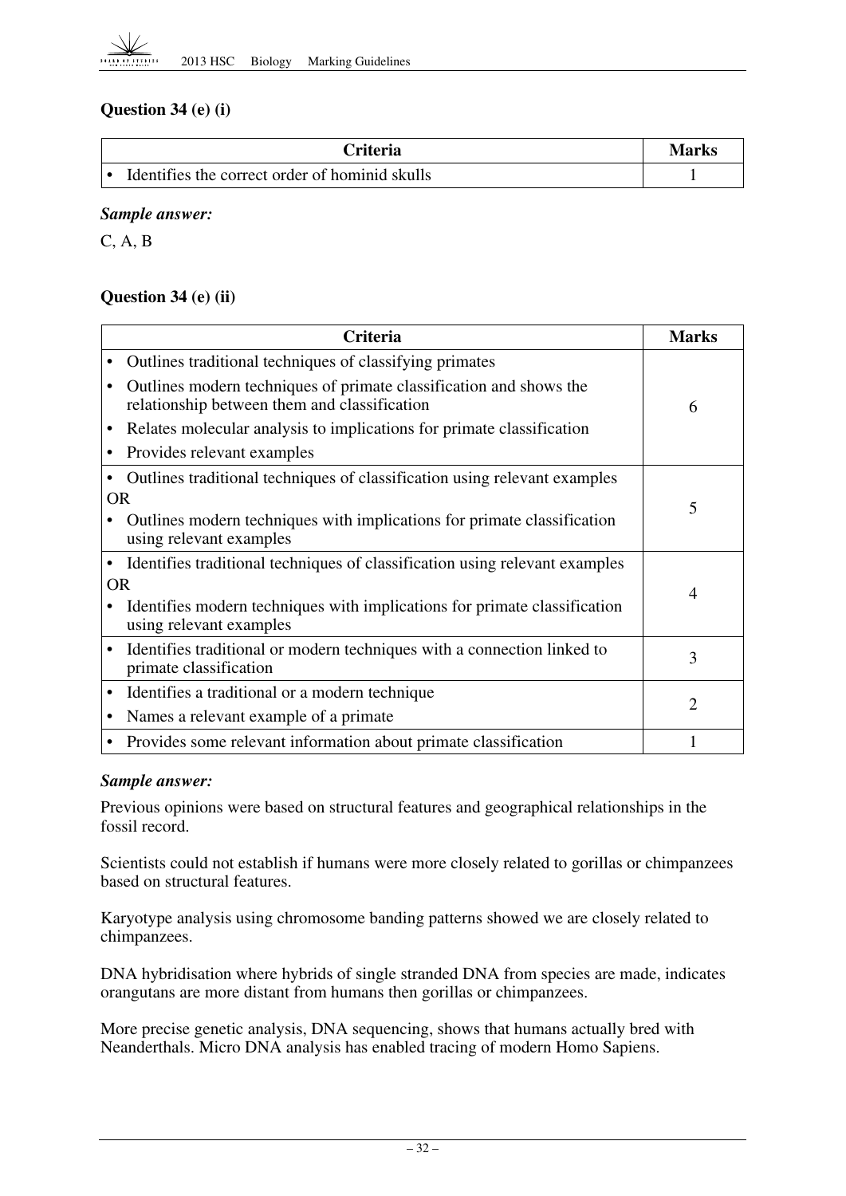### Question 34 (e) (i)

| Criteria | Marks |
|---|---|
| • Identifies the correct order of hominid skulls | 1 |

***Sample answer:***

C, A, B

### Question 34 (e) (ii)

| Criteria | Marks |
|---|---|
| • Outlines traditional techniques of classifying primates<br>• Outlines modern techniques of primate classification and shows the relationship between them and classification<br>• Relates molecular analysis to implications for primate classification<br>• Provides relevant examples | 6 |
| • Outlines traditional techniques of classification using relevant examples<br>OR<br>• Outlines modern techniques with implications for primate classification using relevant examples | 5 |
| • Identifies traditional techniques of classification using relevant examples<br>OR<br>• Identifies modern techniques with implications for primate classification using relevant examples | 4 |
| • Identifies traditional or modern techniques with a connection linked to primate classification | 3 |
| • Identifies a traditional or a modern technique<br>• Names a relevant example of a primate | 2 |
| • Provides some relevant information about primate classification | 1 |

***Sample answer:***

Previous opinions were based on structural features and geographical relationships in the fossil record.

Scientists could not establish if humans were more closely related to gorillas or chimpanzees based on structural features.

Karyotype analysis using chromosome banding patterns showed we are closely related to chimpanzees.

DNA hybridisation where hybrids of single stranded DNA from species are made, indicates orangutans are more distant from humans then gorillas or chimpanzees.

More precise genetic analysis, DNA sequencing, shows that humans actually bred with Neanderthals. Micro DNA analysis has enabled tracing of modern Homo Sapiens.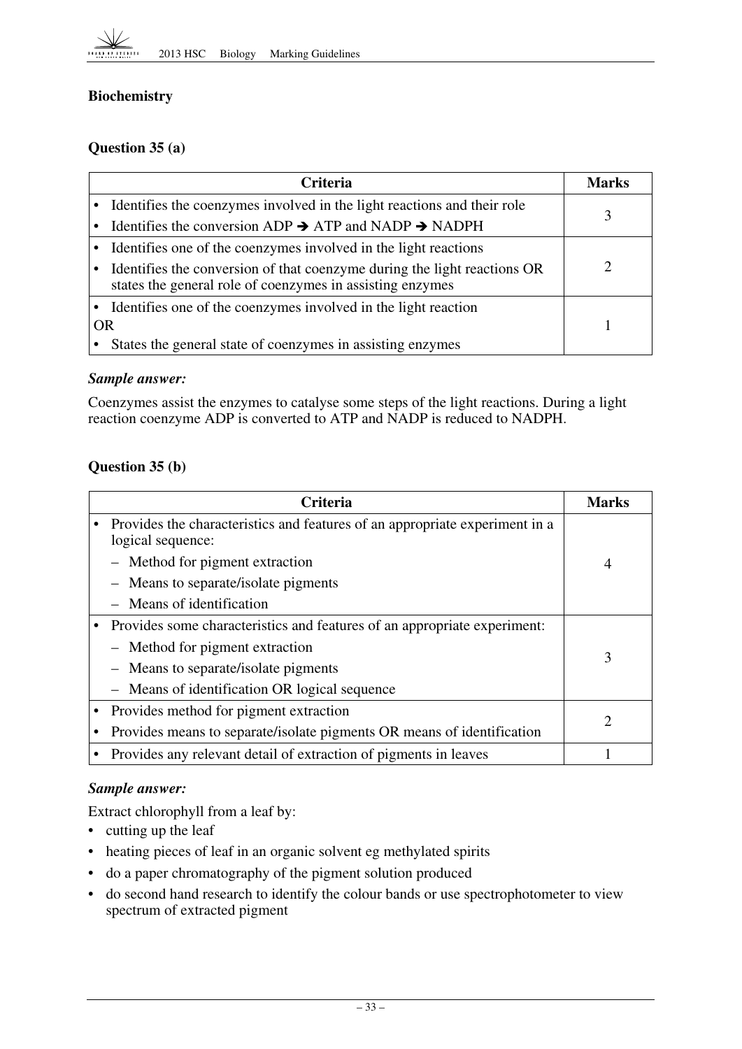## Biochemistry

### Question 35 (a)

| Criteria | Marks |
|---|---|
| • Identifies the coenzymes involved in the light reactions and their role<br>• Identifies the conversion ADP → ATP and NADP → NADPH | 3 |
| • Identifies one of the coenzymes involved in the light reactions<br>• Identifies the conversion of that coenzyme during the light reactions OR states the general role of coenzymes in assisting enzymes | 2 |
| • Identifies one of the coenzymes involved in the light reaction<br>OR<br>• States the general state of coenzymes in assisting enzymes | 1 |

***Sample answer:***

Coenzymes assist the enzymes to catalyse some steps of the light reactions. During a light reaction coenzyme ADP is converted to ATP and NADP is reduced to NADPH.

### Question 35 (b)

| Criteria | Marks |
|---|---|
| • Provides the characteristics and features of an appropriate experiment in a logical sequence:<br>– Method for pigment extraction<br>– Means to separate/isolate pigments<br>– Means of identification | 4 |
| • Provides some characteristics and features of an appropriate experiment:<br>– Method for pigment extraction<br>– Means to separate/isolate pigments<br>– Means of identification OR logical sequence | 3 |
| • Provides method for pigment extraction<br>• Provides means to separate/isolate pigments OR means of identification | 2 |
| • Provides any relevant detail of extraction of pigments in leaves | 1 |

***Sample answer:***

Extract chlorophyll from a leaf by:

- cutting up the leaf
- heating pieces of leaf in an organic solvent eg methylated spirits
- do a paper chromatography of the pigment solution produced
- do second hand research to identify the colour bands or use spectrophotometer to view spectrum of extracted pigment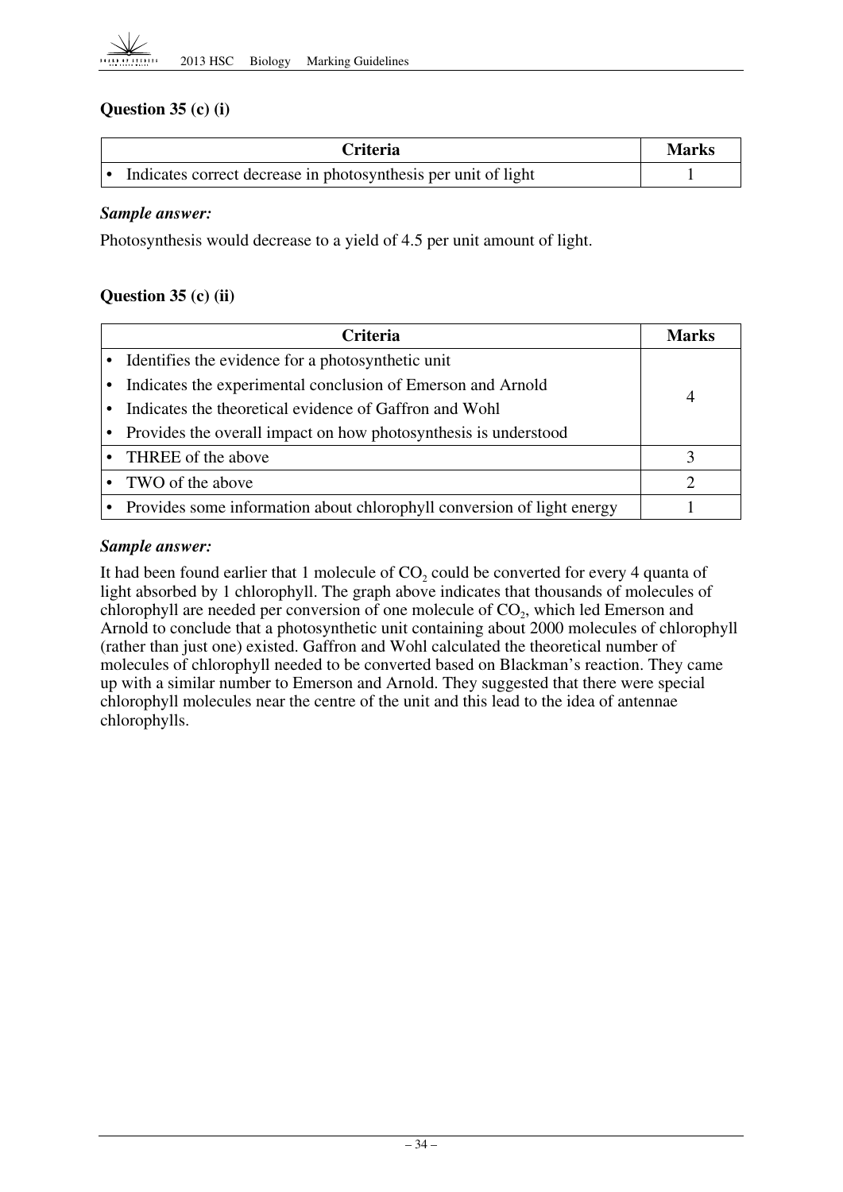### Question 35 (c) (i)

| Criteria | Marks |
| --- | --- |
| • Indicates correct decrease in photosynthesis per unit of light | 1 |

***Sample answer:***

Photosynthesis would decrease to a yield of 4.5 per unit amount of light.

### Question 35 (c) (ii)

| Criteria | Marks |
| --- | --- |
| • Identifies the evidence for a photosynthetic unit<br>• Indicates the experimental conclusion of Emerson and Arnold<br>• Indicates the theoretical evidence of Gaffron and Wohl<br>• Provides the overall impact on how photosynthesis is understood | 4 |
| • THREE of the above | 3 |
| • TWO of the above | 2 |
| • Provides some information about chlorophyll conversion of light energy | 1 |

***Sample answer:***

It had been found earlier that 1 molecule of $CO_2$ could be converted for every 4 quanta of light absorbed by 1 chlorophyll. The graph above indicates that thousands of molecules of chlorophyll are needed per conversion of one molecule of $CO_2$, which led Emerson and Arnold to conclude that a photosynthetic unit containing about 2000 molecules of chlorophyll (rather than just one) existed. Gaffron and Wohl calculated the theoretical number of molecules of chlorophyll needed to be converted based on Blackman's reaction. They came up with a similar number to Emerson and Arnold. They suggested that there were special chlorophyll molecules near the centre of the unit and this lead to the idea of antennae chlorophylls.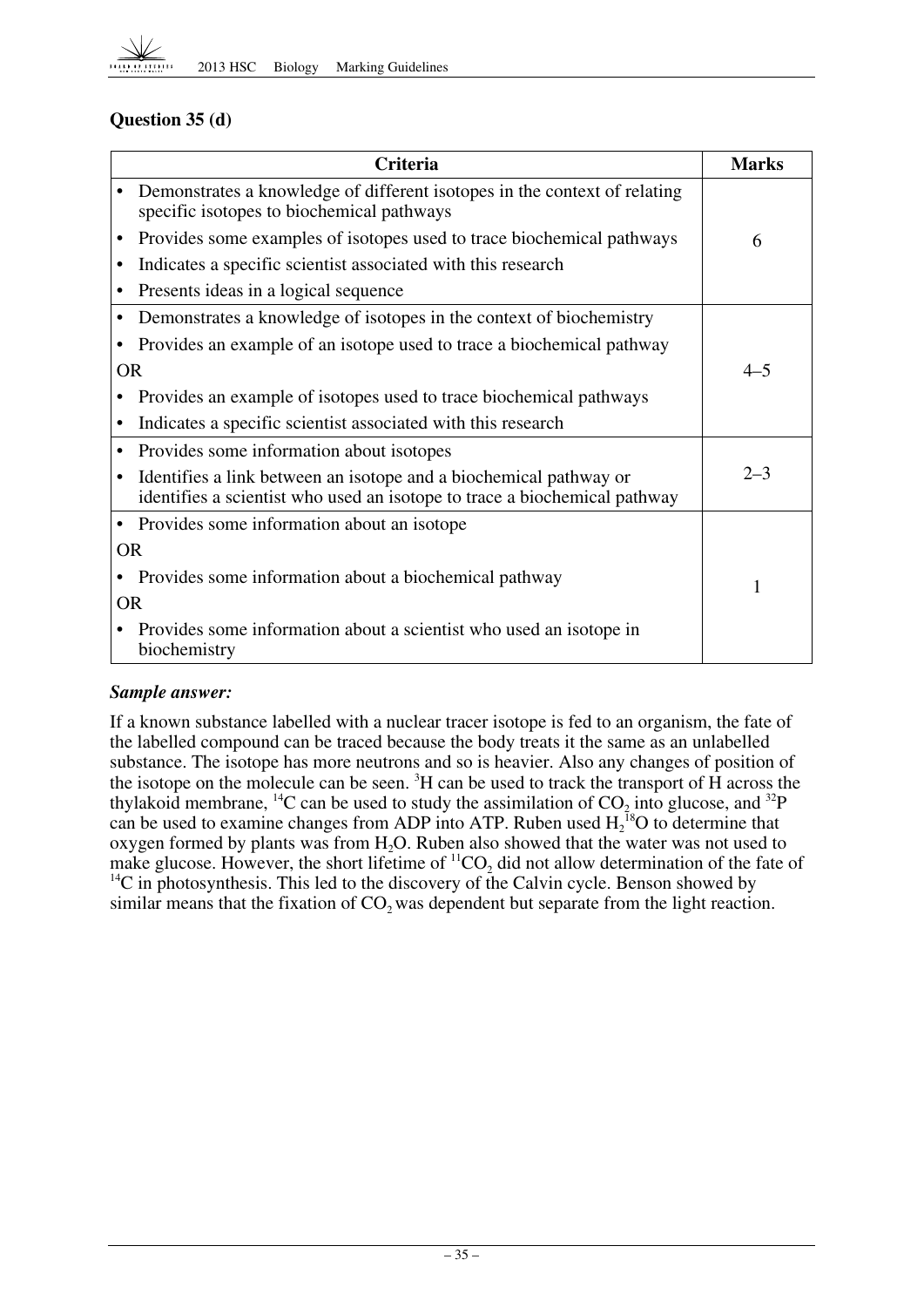## Question 35 (d)

| Criteria | Marks |
|---|---|
| • Demonstrates a knowledge of different isotopes in the context of relating specific isotopes to biochemical pathways<br>• Provides some examples of isotopes used to trace biochemical pathways<br>• Indicates a specific scientist associated with this research<br>• Presents ideas in a logical sequence | 6 |
| • Demonstrates a knowledge of isotopes in the context of biochemistry<br>• Provides an example of an isotope used to trace a biochemical pathway<br>OR<br>• Provides an example of isotopes used to trace biochemical pathways<br>• Indicates a specific scientist associated with this research | 4–5 |
| • Provides some information about isotopes<br>• Identifies a link between an isotope and a biochemical pathway or identifies a scientist who used an isotope to trace a biochemical pathway | 2–3 |
| • Provides some information about an isotope<br>OR<br>• Provides some information about a biochemical pathway<br>OR<br>• Provides some information about a scientist who used an isotope in biochemistry | 1 |

***Sample answer:***

If a known substance labelled with a nuclear tracer isotope is fed to an organism, the fate of the labelled compound can be traced because the body treats it the same as an unlabelled substance. The isotope has more neutrons and so is heavier. Also any changes of position of the isotope on the molecule can be seen. $^{3}H$ can be used to track the transport of H across the thylakoid membrane, $^{14}C$ can be used to study the assimilation of $CO_2$ into glucose, and $^{32}P$ can be used to examine changes from ADP into ATP. Ruben used $H_2{}^{18}O$ to determine that oxygen formed by plants was from $H_2O$. Ruben also showed that the water was not used to make glucose. However, the short lifetime of $^{11}CO_2$ did not allow determination of the fate of $^{14}C$ in photosynthesis. This led to the discovery of the Calvin cycle. Benson showed by similar means that the fixation of $CO_2$ was dependent but separate from the light reaction.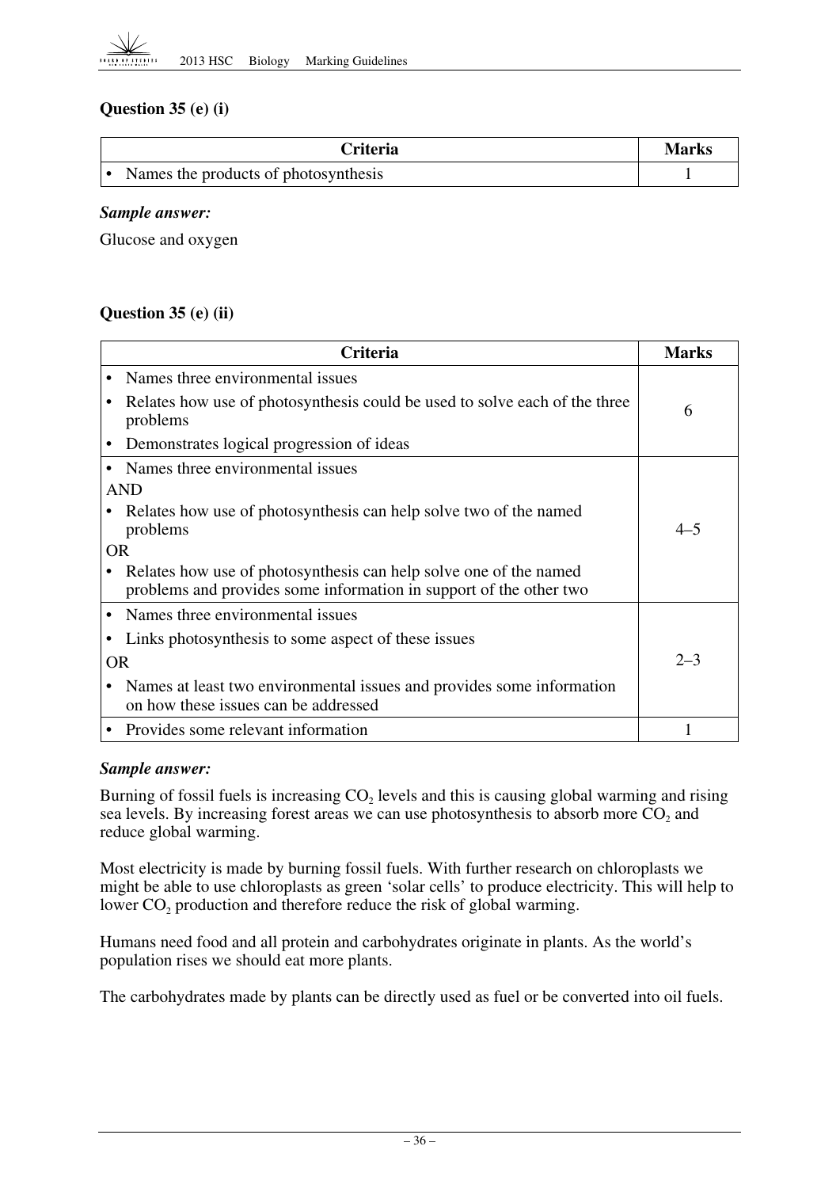## Question 35 (e) (i)

| Criteria | Marks |
|---|---|
| • Names the products of photosynthesis | 1 |

***Sample answer:***

Glucose and oxygen

## Question 35 (e) (ii)

| Criteria | Marks |
|---|---|
| • Names three environmental issues<br>• Relates how use of photosynthesis could be used to solve each of the three problems<br>• Demonstrates logical progression of ideas | 6 |
| • Names three environmental issues<br>AND<br>• Relates how use of photosynthesis can help solve two of the named problems<br>OR<br>• Relates how use of photosynthesis can help solve one of the named problems and provides some information in support of the other two | 4–5 |
| • Names three environmental issues<br>• Links photosynthesis to some aspect of these issues<br>OR<br>• Names at least two environmental issues and provides some information on how these issues can be addressed | 2–3 |
| • Provides some relevant information | 1 |

***Sample answer:***

Burning of fossil fuels is increasing $CO_2$ levels and this is causing global warming and rising sea levels. By increasing forest areas we can use photosynthesis to absorb more $CO_2$ and reduce global warming.

Most electricity is made by burning fossil fuels. With further research on chloroplasts we might be able to use chloroplasts as green 'solar cells' to produce electricity. This will help to lower $CO_2$ production and therefore reduce the risk of global warming.

Humans need food and all protein and carbohydrates originate in plants. As the world's population rises we should eat more plants.

The carbohydrates made by plants can be directly used as fuel or be converted into oil fuels.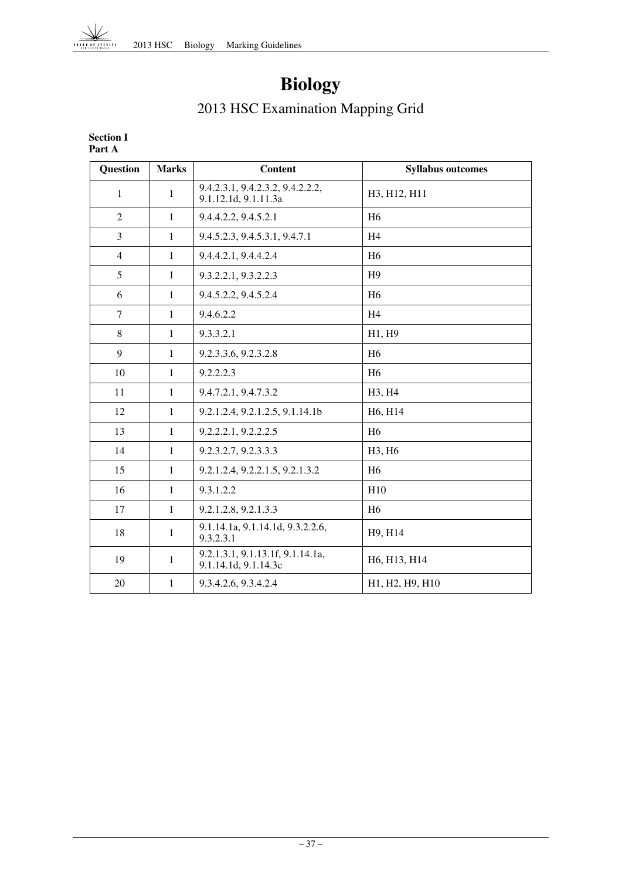# Biology

## 2013 HSC Examination Mapping Grid

**Section I**
**Part A**

| Question | Marks | Content | Syllabus outcomes |
|---|---|---|---|
| 1 | 1 | 9.4.2.3.1, 9.4.2.3.2, 9.4.2.2.2, 9.1.12.1d, 9.1.11.3a | H3, H12, H11 |
| 2 | 1 | 9.4.4.2.2, 9.4.5.2.1 | H6 |
| 3 | 1 | 9.4.5.2.3, 9.4.5.3.1, 9.4.7.1 | H4 |
| 4 | 1 | 9.4.4.2.1, 9.4.4.2.4 | H6 |
| 5 | 1 | 9.3.2.2.1, 9.3.2.2.3 | H9 |
| 6 | 1 | 9.4.5.2.2, 9.4.5.2.4 | H6 |
| 7 | 1 | 9.4.6.2.2 | H4 |
| 8 | 1 | 9.3.3.2.1 | H1, H9 |
| 9 | 1 | 9.2.3.3.6, 9.2.3.2.8 | H6 |
| 10 | 1 | 9.2.2.2.3 | H6 |
| 11 | 1 | 9.4.7.2.1, 9.4.7.3.2 | H3, H4 |
| 12 | 1 | 9.2.1.2.4, 9.2.1.2.5, 9.1.14.1b | H6, H14 |
| 13 | 1 | 9.2.2.2.1, 9.2.2.2.5 | H6 |
| 14 | 1 | 9.2.3.2.7, 9.2.3.3.3 | H3, H6 |
| 15 | 1 | 9.2.1.2.4, 9.2.2.1.5, 9.2.1.3.2 | H6 |
| 16 | 1 | 9.3.1.2.2 | H10 |
| 17 | 1 | 9.2.1.2.8, 9.2.1.3.3 | H6 |
| 18 | 1 | 9.1.14.1a, 9.1.14.1d, 9.3.2.2.6, 9.3.2.3.1 | H9, H14 |
| 19 | 1 | 9.2.1.3.1, 9.1.13.1f, 9.1.14.1a, 9.1.14.1d, 9.1.14.3c | H6, H13, H14 |
| 20 | 1 | 9.3.4.2.6, 9.3.4.2.4 | H1, H2, H9, H10 |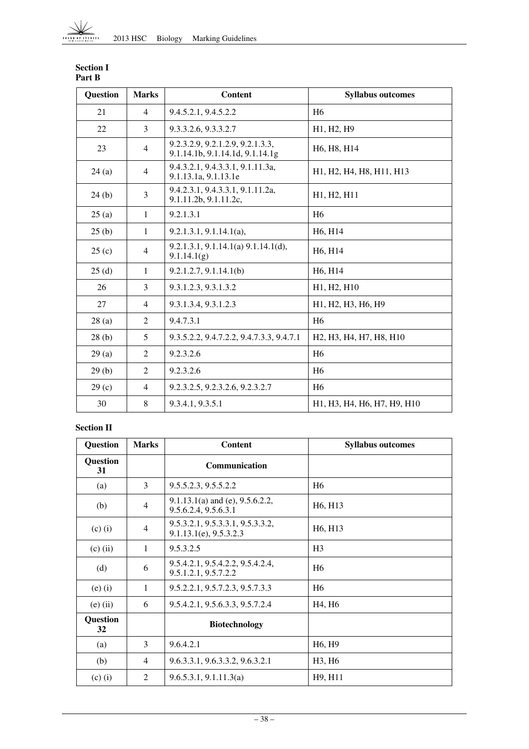**Section I**
**Part B**

| Question | Marks | Content | Syllabus outcomes |
|---|---|---|---|
| 21 | 4 | 9.4.5.2.1, 9.4.5.2.2 | H6 |
| 22 | 3 | 9.3.3.2.6, 9.3.3.2.7 | H1, H2, H9 |
| 23 | 4 | 9.2.3.2.9, 9.2.1.2.9, 9.2.1.3.3, 9.1.14.1b, 9.1.14.1d, 9.1.14.1g | H6, H8, H14 |
| 24 (a) | 4 | 9.4.3.2.1, 9.4.3.3.1, 9.1.11.3a, 9.1.13.1a, 9.1.13.1e | H1, H2, H4, H8, H11, H13 |
| 24 (b) | 3 | 9.4.2.3.1, 9.4.3.3.1, 9.1.11.2a, 9.1.11.2b, 9.1.11.2c, | H1, H2, H11 |
| 25 (a) | 1 | 9.2.1.3.1 | H6 |
| 25 (b) | 1 | 9.2.1.3.1, 9.1.14.1(a), | H6, H14 |
| 25 (c) | 4 | 9.2.1.3.1, 9.1.14.1(a) 9.1.14.1(d), 9.1.14.1(g) | H6, H14 |
| 25 (d) | 1 | 9.2.1.2.7, 9.1.14.1(b) | H6, H14 |
| 26 | 3 | 9.3.1.2.3, 9.3.1.3.2 | H1, H2, H10 |
| 27 | 4 | 9.3.1.3.4, 9.3.1.2.3 | H1, H2, H3, H6, H9 |
| 28 (a) | 2 | 9.4.7.3.1 | H6 |
| 28 (b) | 5 | 9.3.5.2.2, 9.4.7.2.2, 9.4.7.3.3, 9.4.7.1 | H2, H3, H4, H7, H8, H10 |
| 29 (a) | 2 | 9.2.3.2.6 | H6 |
| 29 (b) | 2 | 9.2.3.2.6 | H6 |
| 29 (c) | 4 | 9.2.3.2.5, 9.2.3.2.6, 9.2.3.2.7 | H6 |
| 30 | 8 | 9.3.4.1, 9.3.5.1 | H1, H3, H4, H6, H7, H9, H10 |

**Section II**

| Question | Marks | Content | Syllabus outcomes |
|---|---|---|---|
| **Question 31** | | **Communication** | |
| (a) | 3 | 9.5.5.2.3, 9.5.5.2.2 | H6 |
| (b) | 4 | 9.1.13.1(a) and (e), 9.5.6.2.2, 9.5.6.2.4, 9.5.6.3.1 | H6, H13 |
| (c) (i) | 4 | 9.5.3.2.1, 9.5.3.3.1, 9.5.3.3.2, 9.1.13.1(e), 9.5.3.2.3 | H6, H13 |
| (c) (ii) | 1 | 9.5.3.2.5 | H3 |
| (d) | 6 | 9.5.4.2.1, 9.5.4.2.2, 9.5.4.2.4, 9.5.1.2.1, 9.5.7.2.2 | H6 |
| (e) (i) | 1 | 9.5.2.2.1, 9.5.7.2.3, 9.5.7.3.3 | H6 |
| (e) (ii) | 6 | 9.5.4.2.1, 9.5.6.3.3, 9.5.7.2.4 | H4, H6 |
| **Question 32** | | **Biotechnology** | |
| (a) | 3 | 9.6.4.2.1 | H6, H9 |
| (b) | 4 | 9.6.3.3.1, 9.6.3.3.2, 9.6.3.2.1 | H3, H6 |
| (c) (i) | 2 | 9.6.5.3.1, 9.1.11.3(a) | H9, H11 |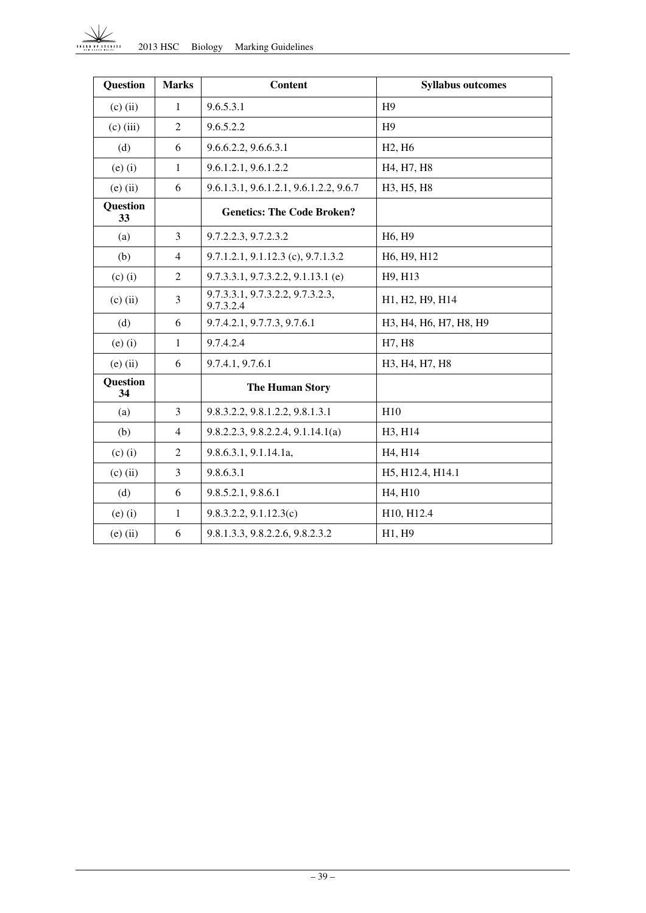| Question | Marks | Content | Syllabus outcomes |
|---|---|---|---|
| (c) (ii) | 1 | 9.6.5.3.1 | H9 |
| (c) (iii) | 2 | 9.6.5.2.2 | H9 |
| (d) | 6 | 9.6.6.2.2, 9.6.6.3.1 | H2, H6 |
| (e) (i) | 1 | 9.6.1.2.1, 9.6.1.2.2 | H4, H7, H8 |
| (e) (ii) | 6 | 9.6.1.3.1, 9.6.1.2.1, 9.6.1.2.2, 9.6.7 | H3, H5, H8 |
| **Question 33** | | **Genetics: The Code Broken?** | |
| (a) | 3 | 9.7.2.2.3, 9.7.2.3.2 | H6, H9 |
| (b) | 4 | 9.7.1.2.1, 9.1.12.3 (c), 9.7.1.3.2 | H6, H9, H12 |
| (c) (i) | 2 | 9.7.3.3.1, 9.7.3.2.2, 9.1.13.1 (e) | H9, H13 |
| (c) (ii) | 3 | 9.7.3.3.1, 9.7.3.2.2, 9.7.3.2.3, 9.7.3.2.4 | H1, H2, H9, H14 |
| (d) | 6 | 9.7.4.2.1, 9.7.7.3, 9.7.6.1 | H3, H4, H6, H7, H8, H9 |
| (e) (i) | 1 | 9.7.4.2.4 | H7, H8 |
| (e) (ii) | 6 | 9.7.4.1, 9.7.6.1 | H3, H4, H7, H8 |
| **Question 34** | | **The Human Story** | |
| (a) | 3 | 9.8.3.2.2, 9.8.1.2.2, 9.8.1.3.1 | H10 |
| (b) | 4 | 9.8.2.2.3, 9.8.2.2.4, 9.1.14.1(a) | H3, H14 |
| (c) (i) | 2 | 9.8.6.3.1, 9.1.14.1a, | H4, H14 |
| (c) (ii) | 3 | 9.8.6.3.1 | H5, H12.4, H14.1 |
| (d) | 6 | 9.8.5.2.1, 9.8.6.1 | H4, H10 |
| (e) (i) | 1 | 9.8.3.2.2, 9.1.12.3(c) | H10, H12.4 |
| (e) (ii) | 6 | 9.8.1.3.3, 9.8.2.2.6, 9.8.2.3.2 | H1, H9 |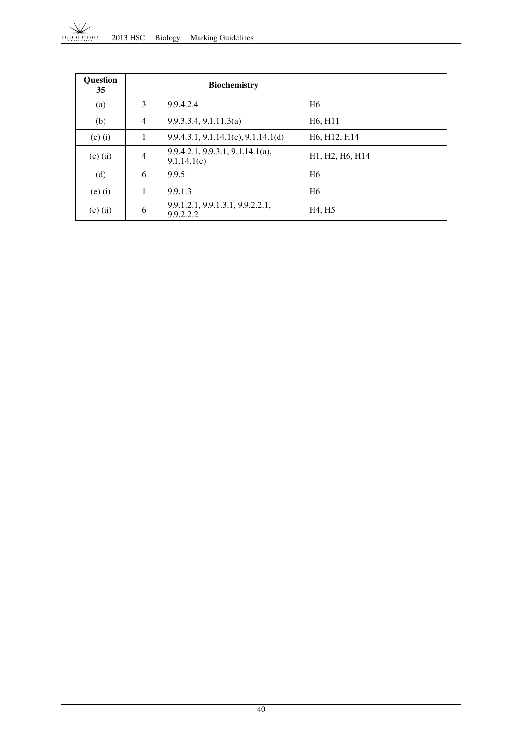| **Question 35** | | **Biochemistry** | |
|---|---|---|---|
| (a) | 3 | 9.9.4.2.4 | H6 |
| (b) | 4 | 9.9.3.3.4, 9.1.11.3(a) | H6, H11 |
| (c) (i) | 1 | 9.9.4.3.1, 9.1.14.1(c), 9.1.14.1(d) | H6, H12, H14 |
| (c) (ii) | 4 | 9.9.4.2.1, 9.9.3.1, 9.1.14.1(a), 9.1.14.1(c) | H1, H2, H6, H14 |
| (d) | 6 | 9.9.5 | H6 |
| (e) (i) | 1 | 9.9.1.3 | H6 |
| (e) (ii) | 6 | 9.9.1.2.1, 9.9.1.3.1, 9.9.2.2.1, 9.9.2.2.2 | H4, H5 |